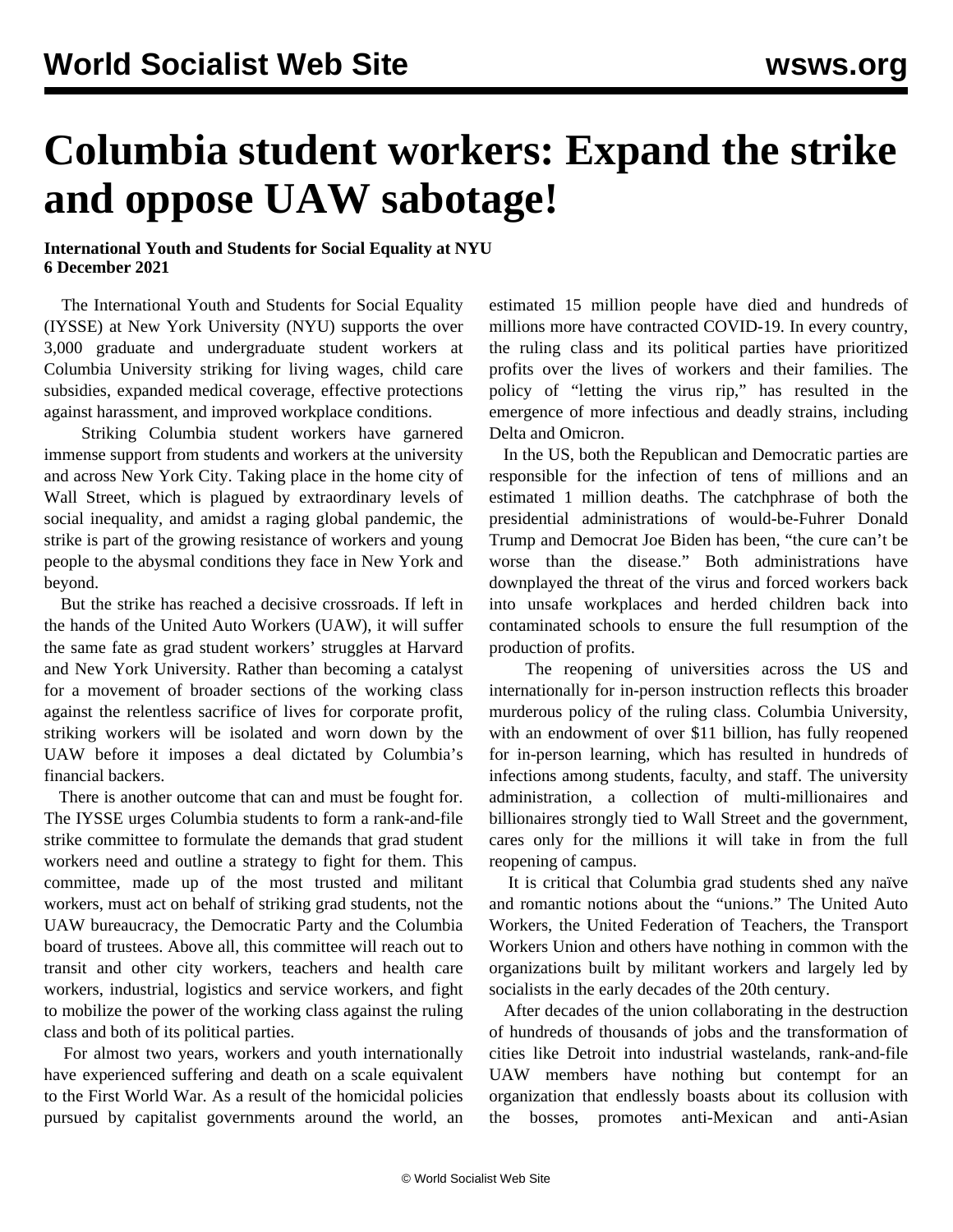# Columbia student workers: Expand the strike and oppose UAW sabotage!

**International Youth and Students for Social Equality at NYU**
**6 December 2021**

The International Youth and Students for Social Equality (IYSSE) at New York University (NYU) supports the over 3,000 graduate and undergraduate student workers at Columbia University striking for living wages, child care subsidies, expanded medical coverage, effective protections against harassment, and improved workplace conditions.

Striking Columbia student workers have garnered immense support from students and workers at the university and across New York City. Taking place in the home city of Wall Street, which is plagued by extraordinary levels of social inequality, and amidst a raging global pandemic, the strike is part of the growing resistance of workers and young people to the abysmal conditions they face in New York and beyond.

But the strike has reached a decisive crossroads. If left in the hands of the United Auto Workers (UAW), it will suffer the same fate as grad student workers' struggles at Harvard and New York University. Rather than becoming a catalyst for a movement of broader sections of the working class against the relentless sacrifice of lives for corporate profit, striking workers will be isolated and worn down by the UAW before it imposes a deal dictated by Columbia's financial backers.

There is another outcome that can and must be fought for. The IYSSE urges Columbia students to form a rank-and-file strike committee to formulate the demands that grad student workers need and outline a strategy to fight for them. This committee, made up of the most trusted and militant workers, must act on behalf of striking grad students, not the UAW bureaucracy, the Democratic Party and the Columbia board of trustees. Above all, this committee will reach out to transit and other city workers, teachers and health care workers, industrial, logistics and service workers, and fight to mobilize the power of the working class against the ruling class and both of its political parties.

For almost two years, workers and youth internationally have experienced suffering and death on a scale equivalent to the First World War. As a result of the homicidal policies pursued by capitalist governments around the world, an estimated 15 million people have died and hundreds of millions more have contracted COVID-19. In every country, the ruling class and its political parties have prioritized profits over the lives of workers and their families. The policy of "letting the virus rip," has resulted in the emergence of more infectious and deadly strains, including Delta and Omicron.

In the US, both the Republican and Democratic parties are responsible for the infection of tens of millions and an estimated 1 million deaths. The catchphrase of both the presidential administrations of would-be-Fuhrer Donald Trump and Democrat Joe Biden has been, "the cure can't be worse than the disease." Both administrations have downplayed the threat of the virus and forced workers back into unsafe workplaces and herded children back into contaminated schools to ensure the full resumption of the production of profits.

The reopening of universities across the US and internationally for in-person instruction reflects this broader murderous policy of the ruling class. Columbia University, with an endowment of over $11 billion, has fully reopened for in-person learning, which has resulted in hundreds of infections among students, faculty, and staff. The university administration, a collection of multi-millionaires and billionaires strongly tied to Wall Street and the government, cares only for the millions it will take in from the full reopening of campus.

It is critical that Columbia grad students shed any naïve and romantic notions about the "unions." The United Auto Workers, the United Federation of Teachers, the Transport Workers Union and others have nothing in common with the organizations built by militant workers and largely led by socialists in the early decades of the 20th century.

After decades of the union collaborating in the destruction of hundreds of thousands of jobs and the transformation of cities like Detroit into industrial wastelands, rank-and-file UAW members have nothing but contempt for an organization that endlessly boasts about its collusion with the bosses, promotes anti-Mexican and anti-Asian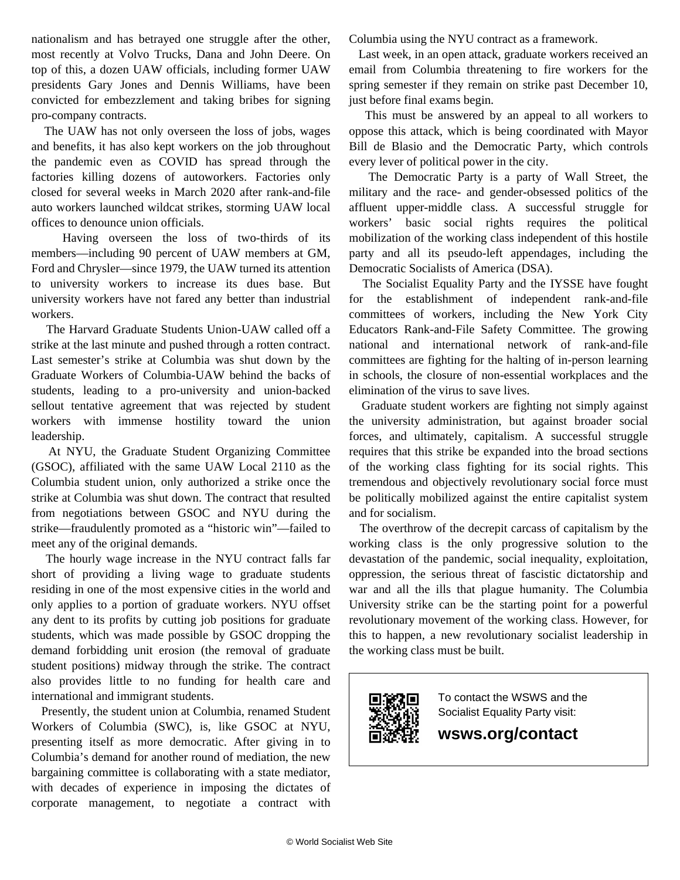nationalism and has betrayed one struggle after the other, most recently at Volvo Trucks, Dana and John Deere. On top of this, a dozen UAW officials, including former UAW presidents Gary Jones and Dennis Williams, have been convicted for embezzlement and taking bribes for signing pro-company contracts.

The UAW has not only overseen the loss of jobs, wages and benefits, it has also kept workers on the job throughout the pandemic even as COVID has spread through the factories killing dozens of autoworkers. Factories only closed for several weeks in March 2020 after rank-and-file auto workers launched wildcat strikes, storming UAW local offices to denounce union officials.

Having overseen the loss of two-thirds of its members—including 90 percent of UAW members at GM, Ford and Chrysler—since 1979, the UAW turned its attention to university workers to increase its dues base. But university workers have not fared any better than industrial workers.

The Harvard Graduate Students Union-UAW called off a strike at the last minute and pushed through a rotten contract. Last semester's strike at Columbia was shut down by the Graduate Workers of Columbia-UAW behind the backs of students, leading to a pro-university and union-backed sellout tentative agreement that was rejected by student workers with immense hostility toward the union leadership.

At NYU, the Graduate Student Organizing Committee (GSOC), affiliated with the same UAW Local 2110 as the Columbia student union, only authorized a strike once the strike at Columbia was shut down. The contract that resulted from negotiations between GSOC and NYU during the strike—fraudulently promoted as a "historic win"—failed to meet any of the original demands.

The hourly wage increase in the NYU contract falls far short of providing a living wage to graduate students residing in one of the most expensive cities in the world and only applies to a portion of graduate workers. NYU offset any dent to its profits by cutting job positions for graduate students, which was made possible by GSOC dropping the demand forbidding unit erosion (the removal of graduate student positions) midway through the strike. The contract also provides little to no funding for health care and international and immigrant students.

Presently, the student union at Columbia, renamed Student Workers of Columbia (SWC), is, like GSOC at NYU, presenting itself as more democratic. After giving in to Columbia's demand for another round of mediation, the new bargaining committee is collaborating with a state mediator, with decades of experience in imposing the dictates of corporate management, to negotiate a contract with Columbia using the NYU contract as a framework.

Last week, in an open attack, graduate workers received an email from Columbia threatening to fire workers for the spring semester if they remain on strike past December 10, just before final exams begin.

This must be answered by an appeal to all workers to oppose this attack, which is being coordinated with Mayor Bill de Blasio and the Democratic Party, which controls every lever of political power in the city.

The Democratic Party is a party of Wall Street, the military and the race- and gender-obsessed politics of the affluent upper-middle class. A successful struggle for workers' basic social rights requires the political mobilization of the working class independent of this hostile party and all its pseudo-left appendages, including the Democratic Socialists of America (DSA).

The Socialist Equality Party and the IYSSE have fought for the establishment of independent rank-and-file committees of workers, including the New York City Educators Rank-and-File Safety Committee. The growing national and international network of rank-and-file committees are fighting for the halting of in-person learning in schools, the closure of non-essential workplaces and the elimination of the virus to save lives.

Graduate student workers are fighting not simply against the university administration, but against broader social forces, and ultimately, capitalism. A successful struggle requires that this strike be expanded into the broad sections of the working class fighting for its social rights. This tremendous and objectively revolutionary social force must be politically mobilized against the entire capitalist system and for socialism.

The overthrow of the decrepit carcass of capitalism by the working class is the only progressive solution to the devastation of the pandemic, social inequality, exploitation, oppression, the serious threat of fascistic dictatorship and war and all the ills that plague humanity. The Columbia University strike can be the starting point for a powerful revolutionary movement of the working class. However, for this to happen, a new revolutionary socialist leadership in the working class must be built.

To contact the WSWS and the Socialist Equality Party visit:

**wsws.org/contact**